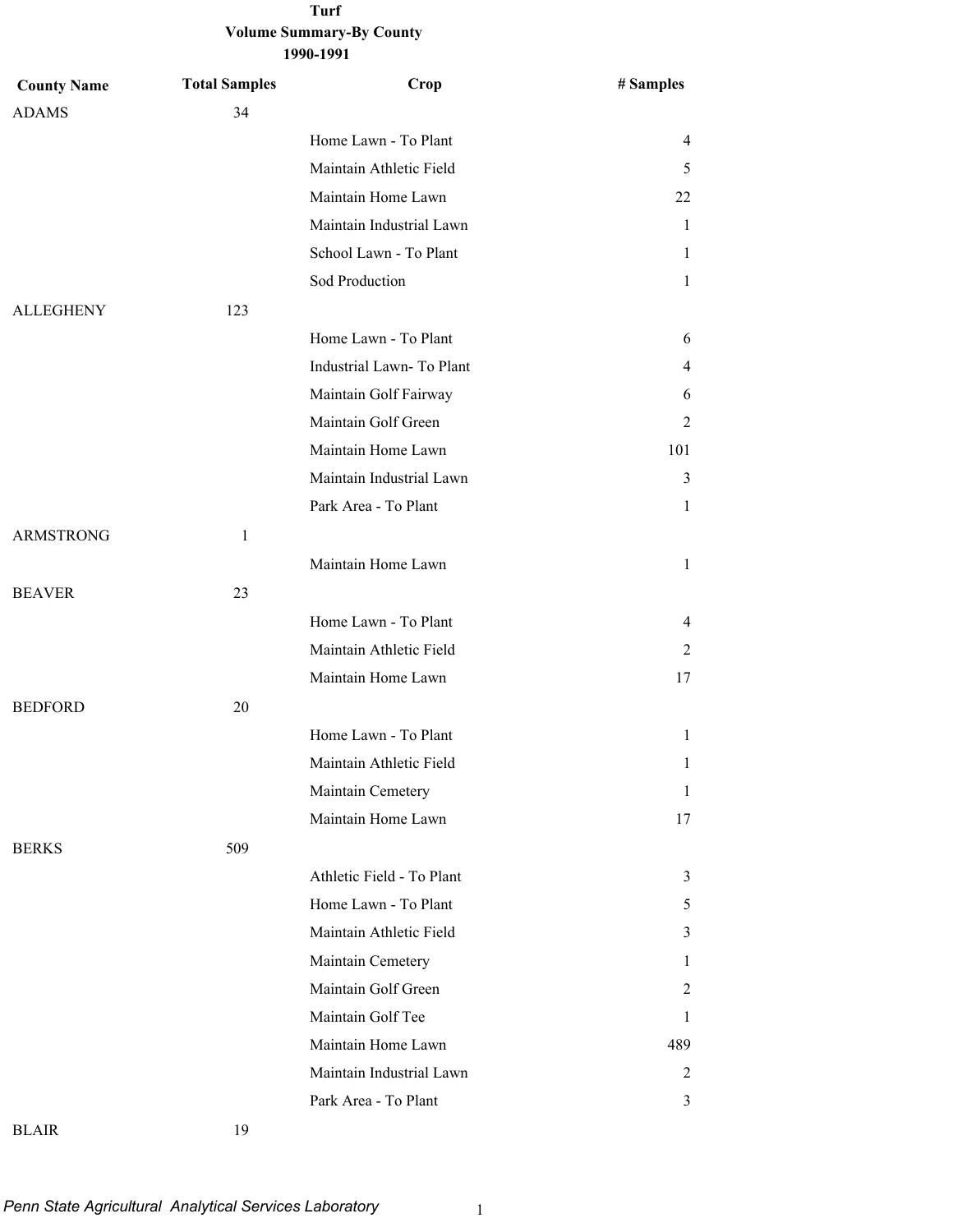# Turf

## Volume Summary-By County

### 1990-1991

| County Name | Total Samples | Crop | # Samples |
|---|---|---|---|
| ADAMS | 34 | | |
| | | Home Lawn - To Plant | 4 |
| | | Maintain Athletic Field | 5 |
| | | Maintain Home Lawn | 22 |
| | | Maintain Industrial Lawn | 1 |
| | | School Lawn - To Plant | 1 |
| | | Sod Production | 1 |
| ALLEGHENY | 123 | | |
| | | Home Lawn - To Plant | 6 |
| | | Industrial Lawn- To Plant | 4 |
| | | Maintain Golf Fairway | 6 |
| | | Maintain Golf Green | 2 |
| | | Maintain Home Lawn | 101 |
| | | Maintain Industrial Lawn | 3 |
| | | Park Area - To Plant | 1 |
| ARMSTRONG | 1 | | |
| | | Maintain Home Lawn | 1 |
| BEAVER | 23 | | |
| | | Home Lawn - To Plant | 4 |
| | | Maintain Athletic Field | 2 |
| | | Maintain Home Lawn | 17 |
| BEDFORD | 20 | | |
| | | Home Lawn - To Plant | 1 |
| | | Maintain Athletic Field | 1 |
| | | Maintain Cemetery | 1 |
| | | Maintain Home Lawn | 17 |
| BERKS | 509 | | |
| | | Athletic Field - To Plant | 3 |
| | | Home Lawn - To Plant | 5 |
| | | Maintain Athletic Field | 3 |
| | | Maintain Cemetery | 1 |
| | | Maintain Golf Green | 2 |
| | | Maintain Golf Tee | 1 |
| | | Maintain Home Lawn | 489 |
| | | Maintain Industrial Lawn | 2 |
| | | Park Area - To Plant | 3 |
| BLAIR | 19 | | |

*Penn State Agricultural Analytical Services Laboratory*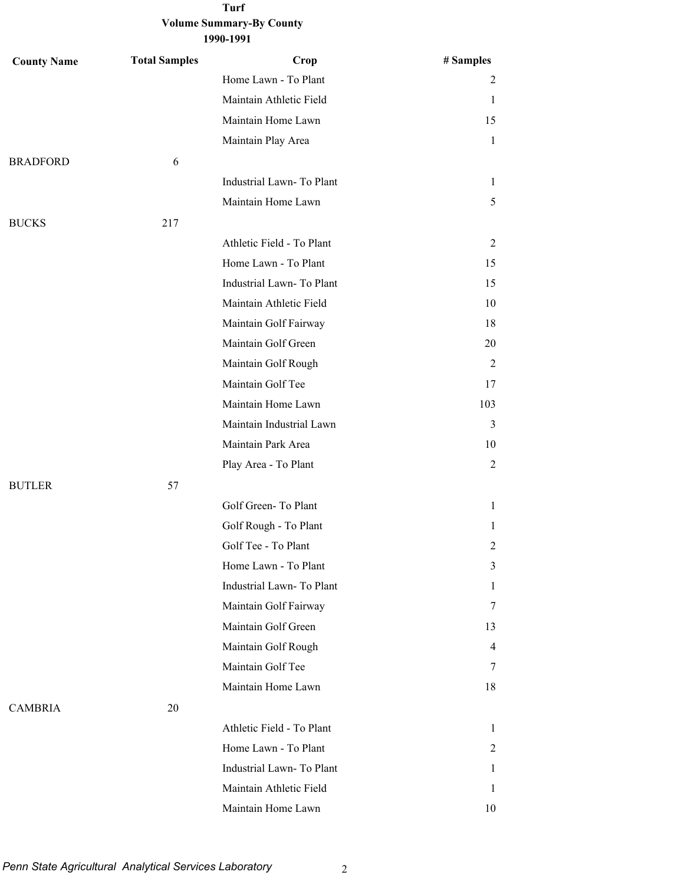# Turf

## Volume Summary-By County

### 1990-1991

| County Name | Total Samples | Crop | # Samples |
|---|---|---|---|
| | | Home Lawn - To Plant | 2 |
| | | Maintain Athletic Field | 1 |
| | | Maintain Home Lawn | 15 |
| | | Maintain Play Area | 1 |
| BRADFORD | 6 | | |
| | | Industrial Lawn- To Plant | 1 |
| | | Maintain Home Lawn | 5 |
| BUCKS | 217 | | |
| | | Athletic Field - To Plant | 2 |
| | | Home Lawn - To Plant | 15 |
| | | Industrial Lawn- To Plant | 15 |
| | | Maintain Athletic Field | 10 |
| | | Maintain Golf Fairway | 18 |
| | | Maintain Golf Green | 20 |
| | | Maintain Golf Rough | 2 |
| | | Maintain Golf Tee | 17 |
| | | Maintain Home Lawn | 103 |
| | | Maintain Industrial Lawn | 3 |
| | | Maintain Park Area | 10 |
| | | Play Area - To Plant | 2 |
| BUTLER | 57 | | |
| | | Golf Green- To Plant | 1 |
| | | Golf Rough - To Plant | 1 |
| | | Golf Tee - To Plant | 2 |
| | | Home Lawn - To Plant | 3 |
| | | Industrial Lawn- To Plant | 1 |
| | | Maintain Golf Fairway | 7 |
| | | Maintain Golf Green | 13 |
| | | Maintain Golf Rough | 4 |
| | | Maintain Golf Tee | 7 |
| | | Maintain Home Lawn | 18 |
| CAMBRIA | 20 | | |
| | | Athletic Field - To Plant | 1 |
| | | Home Lawn - To Plant | 2 |
| | | Industrial Lawn- To Plant | 1 |
| | | Maintain Athletic Field | 1 |
| | | Maintain Home Lawn | 10 |

*Penn State Agricultural Analytical Services Laboratory*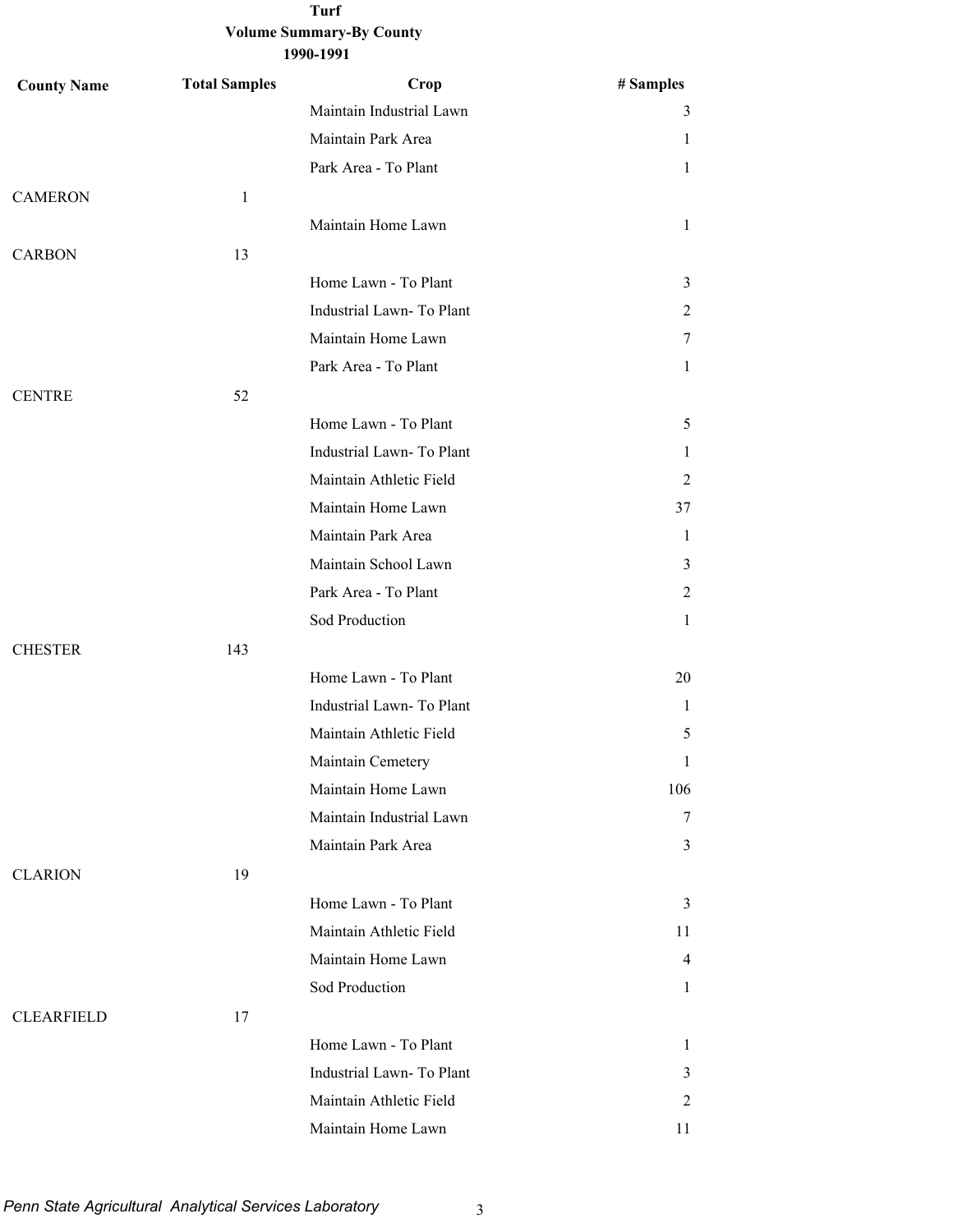**Turf**
**Volume Summary-By County**
**1990-1991**

| County Name | Total Samples | Crop | # Samples |
|---|---|---|---|
| | | Maintain Industrial Lawn | 3 |
| | | Maintain Park Area | 1 |
| | | Park Area - To Plant | 1 |
| CAMERON | 1 | | |
| | | Maintain Home Lawn | 1 |
| CARBON | 13 | | |
| | | Home Lawn - To Plant | 3 |
| | | Industrial Lawn- To Plant | 2 |
| | | Maintain Home Lawn | 7 |
| | | Park Area - To Plant | 1 |
| CENTRE | 52 | | |
| | | Home Lawn - To Plant | 5 |
| | | Industrial Lawn- To Plant | 1 |
| | | Maintain Athletic Field | 2 |
| | | Maintain Home Lawn | 37 |
| | | Maintain Park Area | 1 |
| | | Maintain School Lawn | 3 |
| | | Park Area - To Plant | 2 |
| | | Sod Production | 1 |
| CHESTER | 143 | | |
| | | Home Lawn - To Plant | 20 |
| | | Industrial Lawn- To Plant | 1 |
| | | Maintain Athletic Field | 5 |
| | | Maintain Cemetery | 1 |
| | | Maintain Home Lawn | 106 |
| | | Maintain Industrial Lawn | 7 |
| | | Maintain Park Area | 3 |
| CLARION | 19 | | |
| | | Home Lawn - To Plant | 3 |
| | | Maintain Athletic Field | 11 |
| | | Maintain Home Lawn | 4 |
| | | Sod Production | 1 |
| CLEARFIELD | 17 | | |
| | | Home Lawn - To Plant | 1 |
| | | Industrial Lawn- To Plant | 3 |
| | | Maintain Athletic Field | 2 |
| | | Maintain Home Lawn | 11 |

*Penn State Agricultural Analytical Services Laboratory*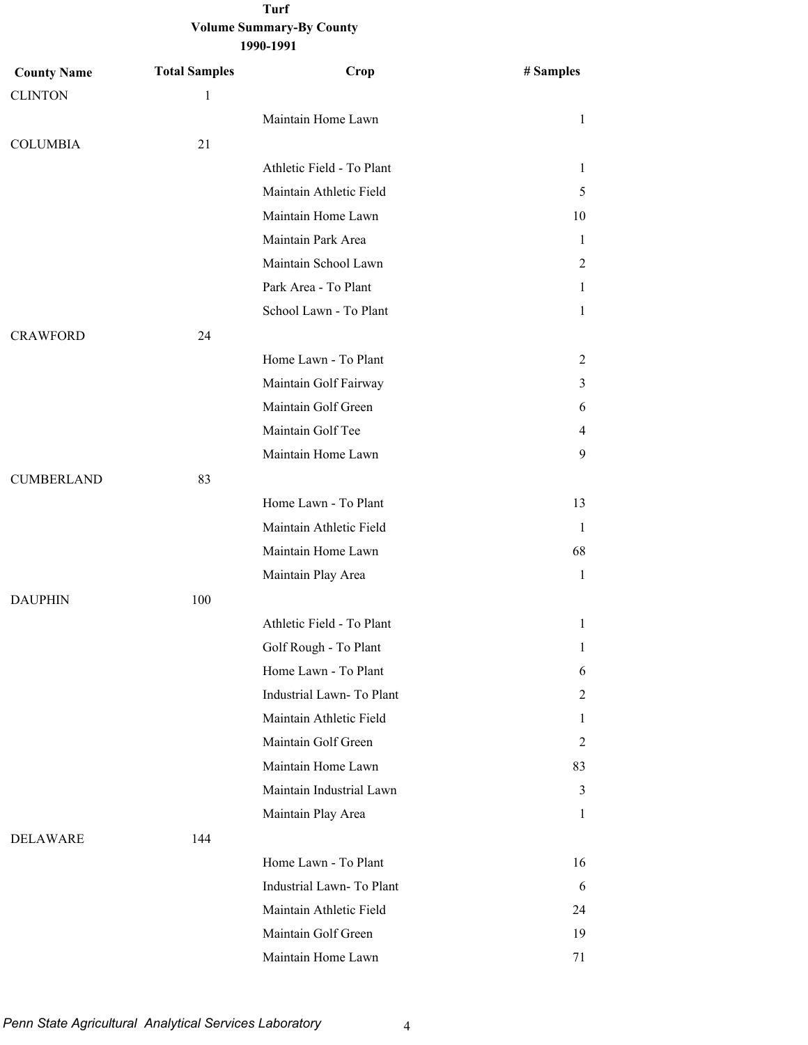**Turf**
**Volume Summary-By County**
**1990-1991**

| County Name | Total Samples | Crop | # Samples |
|---|---|---|---|
| CLINTON | 1 | | |
| | | Maintain Home Lawn | 1 |
| COLUMBIA | 21 | | |
| | | Athletic Field - To Plant | 1 |
| | | Maintain Athletic Field | 5 |
| | | Maintain Home Lawn | 10 |
| | | Maintain Park Area | 1 |
| | | Maintain School Lawn | 2 |
| | | Park Area - To Plant | 1 |
| | | School Lawn - To Plant | 1 |
| CRAWFORD | 24 | | |
| | | Home Lawn - To Plant | 2 |
| | | Maintain Golf Fairway | 3 |
| | | Maintain Golf Green | 6 |
| | | Maintain Golf Tee | 4 |
| | | Maintain Home Lawn | 9 |
| CUMBERLAND | 83 | | |
| | | Home Lawn - To Plant | 13 |
| | | Maintain Athletic Field | 1 |
| | | Maintain Home Lawn | 68 |
| | | Maintain Play Area | 1 |
| DAUPHIN | 100 | | |
| | | Athletic Field - To Plant | 1 |
| | | Golf Rough - To Plant | 1 |
| | | Home Lawn - To Plant | 6 |
| | | Industrial Lawn- To Plant | 2 |
| | | Maintain Athletic Field | 1 |
| | | Maintain Golf Green | 2 |
| | | Maintain Home Lawn | 83 |
| | | Maintain Industrial Lawn | 3 |
| | | Maintain Play Area | 1 |
| DELAWARE | 144 | | |
| | | Home Lawn - To Plant | 16 |
| | | Industrial Lawn- To Plant | 6 |
| | | Maintain Athletic Field | 24 |
| | | Maintain Golf Green | 19 |
| | | Maintain Home Lawn | 71 |

*Penn State Agricultural Analytical Services Laboratory*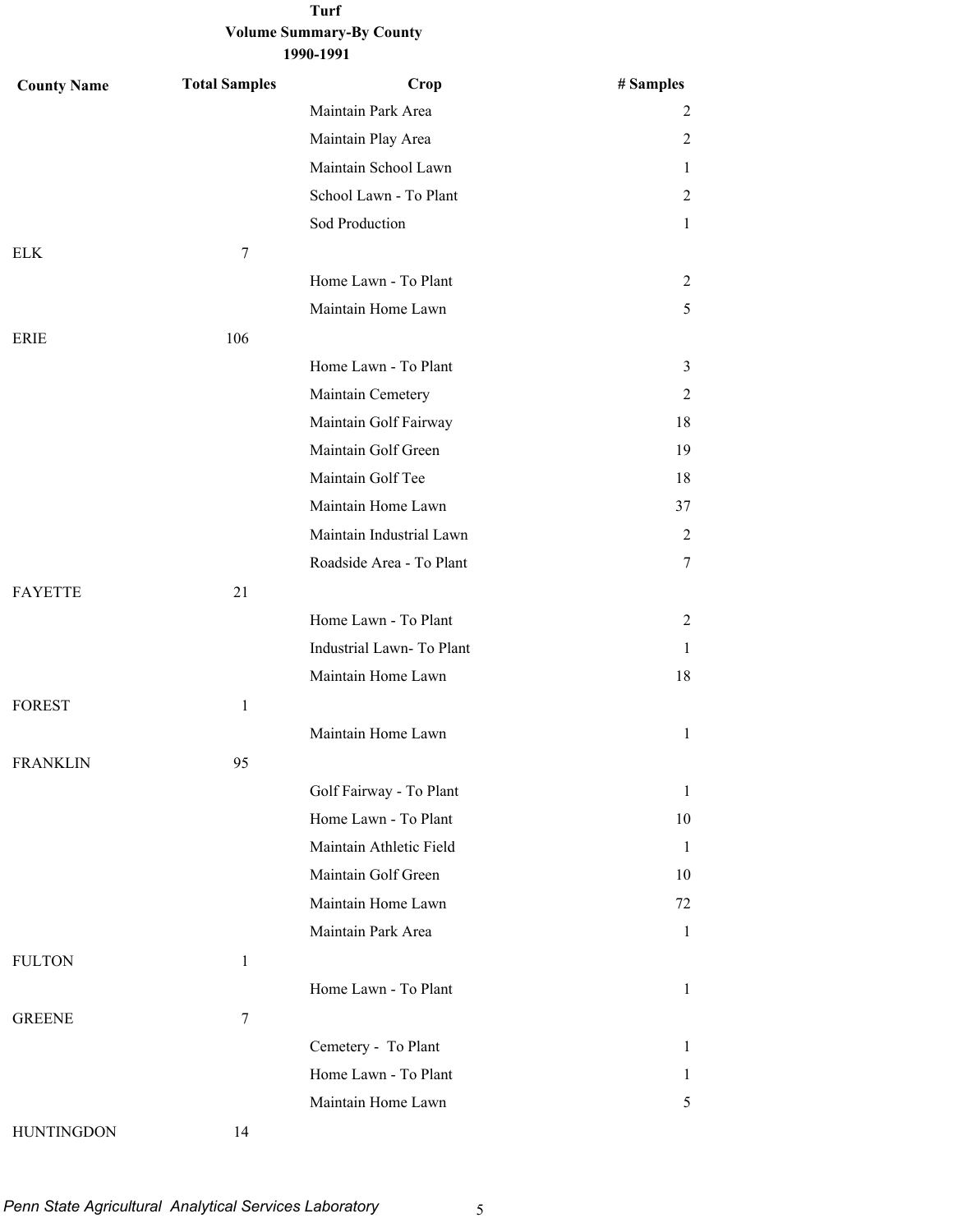**Turf**
**Volume Summary-By County**
**1990-1991**

| County Name | Total Samples | Crop | # Samples |
|---|---|---|---|
| | | Maintain Park Area | 2 |
| | | Maintain Play Area | 2 |
| | | Maintain School Lawn | 1 |
| | | School Lawn - To Plant | 2 |
| | | Sod Production | 1 |
| ELK | 7 | | |
| | | Home Lawn - To Plant | 2 |
| | | Maintain Home Lawn | 5 |
| ERIE | 106 | | |
| | | Home Lawn - To Plant | 3 |
| | | Maintain Cemetery | 2 |
| | | Maintain Golf Fairway | 18 |
| | | Maintain Golf Green | 19 |
| | | Maintain Golf Tee | 18 |
| | | Maintain Home Lawn | 37 |
| | | Maintain Industrial Lawn | 2 |
| | | Roadside Area - To Plant | 7 |
| FAYETTE | 21 | | |
| | | Home Lawn - To Plant | 2 |
| | | Industrial Lawn- To Plant | 1 |
| | | Maintain Home Lawn | 18 |
| FOREST | 1 | | |
| | | Maintain Home Lawn | 1 |
| FRANKLIN | 95 | | |
| | | Golf Fairway - To Plant | 1 |
| | | Home Lawn - To Plant | 10 |
| | | Maintain Athletic Field | 1 |
| | | Maintain Golf Green | 10 |
| | | Maintain Home Lawn | 72 |
| | | Maintain Park Area | 1 |
| FULTON | 1 | | |
| | | Home Lawn - To Plant | 1 |
| GREENE | 7 | | |
| | | Cemetery - To Plant | 1 |
| | | Home Lawn - To Plant | 1 |
| | | Maintain Home Lawn | 5 |
| HUNTINGDON | 14 | | |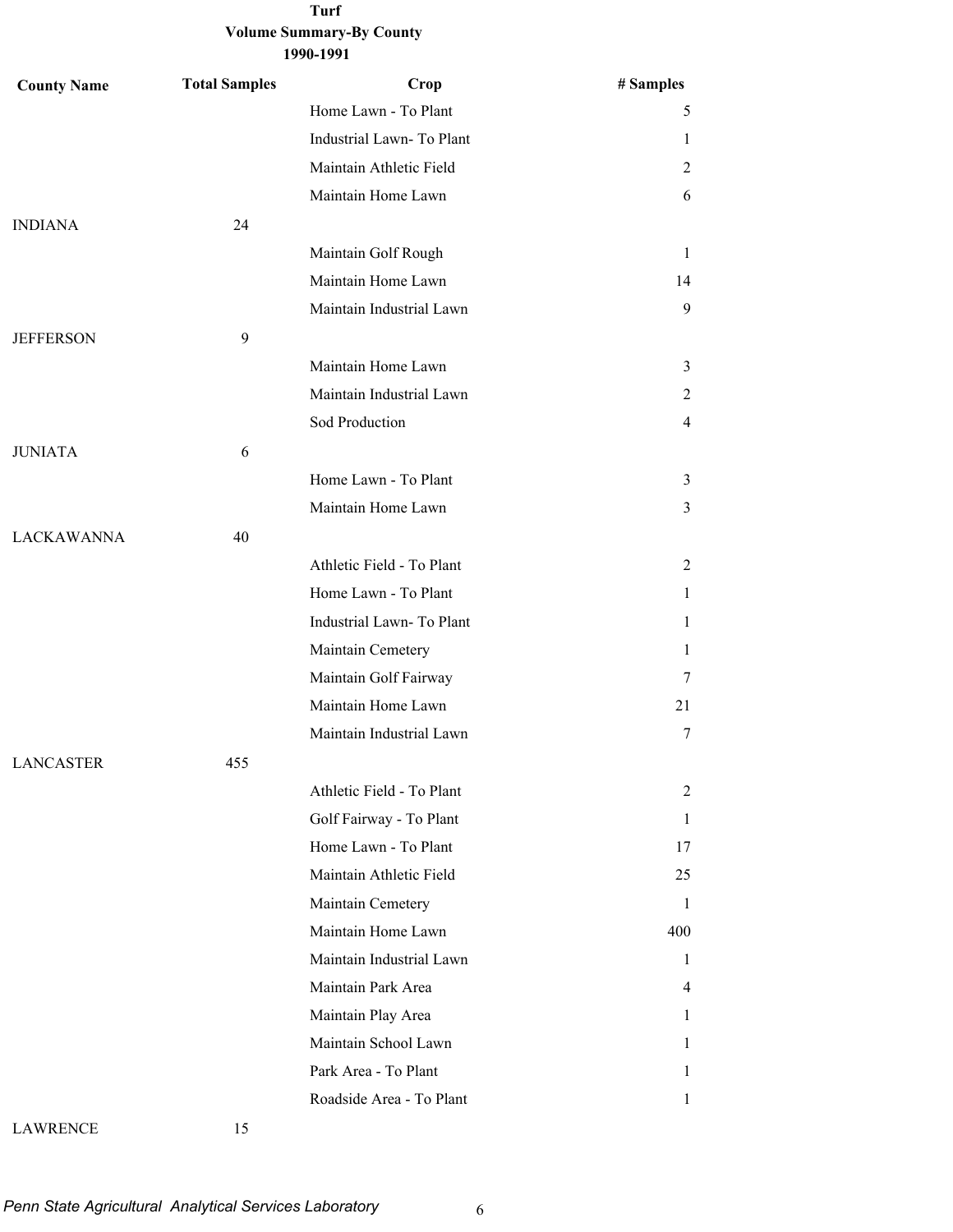**Turf**
**Volume Summary-By County**
**1990-1991**

| County Name | Total Samples | Crop | # Samples |
|---|---|---|---|
| | | Home Lawn - To Plant | 5 |
| | | Industrial Lawn- To Plant | 1 |
| | | Maintain Athletic Field | 2 |
| | | Maintain Home Lawn | 6 |
| INDIANA | 24 | | |
| | | Maintain Golf Rough | 1 |
| | | Maintain Home Lawn | 14 |
| | | Maintain Industrial Lawn | 9 |
| JEFFERSON | 9 | | |
| | | Maintain Home Lawn | 3 |
| | | Maintain Industrial Lawn | 2 |
| | | Sod Production | 4 |
| JUNIATA | 6 | | |
| | | Home Lawn - To Plant | 3 |
| | | Maintain Home Lawn | 3 |
| LACKAWANNA | 40 | | |
| | | Athletic Field - To Plant | 2 |
| | | Home Lawn - To Plant | 1 |
| | | Industrial Lawn- To Plant | 1 |
| | | Maintain Cemetery | 1 |
| | | Maintain Golf Fairway | 7 |
| | | Maintain Home Lawn | 21 |
| | | Maintain Industrial Lawn | 7 |
| LANCASTER | 455 | | |
| | | Athletic Field - To Plant | 2 |
| | | Golf Fairway - To Plant | 1 |
| | | Home Lawn - To Plant | 17 |
| | | Maintain Athletic Field | 25 |
| | | Maintain Cemetery | 1 |
| | | Maintain Home Lawn | 400 |
| | | Maintain Industrial Lawn | 1 |
| | | Maintain Park Area | 4 |
| | | Maintain Play Area | 1 |
| | | Maintain School Lawn | 1 |
| | | Park Area - To Plant | 1 |
| | | Roadside Area - To Plant | 1 |
| LAWRENCE | 15 | | |

*Penn State Agricultural Analytical Services Laboratory*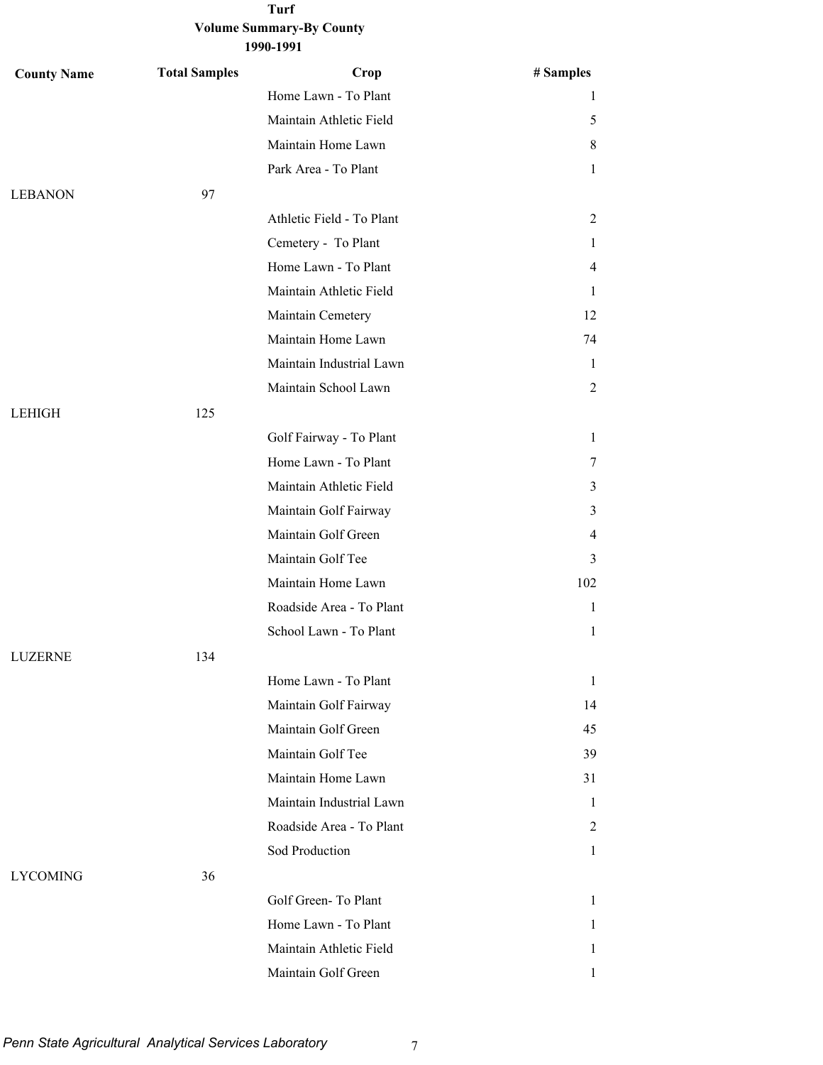**Turf**
**Volume Summary-By County**
**1990-1991**

| County Name | Total Samples | Crop | # Samples |
|---|---|---|---|
| | | Home Lawn - To Plant | 1 |
| | | Maintain Athletic Field | 5 |
| | | Maintain Home Lawn | 8 |
| | | Park Area - To Plant | 1 |
| LEBANON | 97 | | |
| | | Athletic Field - To Plant | 2 |
| | | Cemetery - To Plant | 1 |
| | | Home Lawn - To Plant | 4 |
| | | Maintain Athletic Field | 1 |
| | | Maintain Cemetery | 12 |
| | | Maintain Home Lawn | 74 |
| | | Maintain Industrial Lawn | 1 |
| | | Maintain School Lawn | 2 |
| LEHIGH | 125 | | |
| | | Golf Fairway - To Plant | 1 |
| | | Home Lawn - To Plant | 7 |
| | | Maintain Athletic Field | 3 |
| | | Maintain Golf Fairway | 3 |
| | | Maintain Golf Green | 4 |
| | | Maintain Golf Tee | 3 |
| | | Maintain Home Lawn | 102 |
| | | Roadside Area - To Plant | 1 |
| | | School Lawn - To Plant | 1 |
| LUZERNE | 134 | | |
| | | Home Lawn - To Plant | 1 |
| | | Maintain Golf Fairway | 14 |
| | | Maintain Golf Green | 45 |
| | | Maintain Golf Tee | 39 |
| | | Maintain Home Lawn | 31 |
| | | Maintain Industrial Lawn | 1 |
| | | Roadside Area - To Plant | 2 |
| | | Sod Production | 1 |
| LYCOMING | 36 | | |
| | | Golf Green- To Plant | 1 |
| | | Home Lawn - To Plant | 1 |
| | | Maintain Athletic Field | 1 |
| | | Maintain Golf Green | 1 |

*Penn State Agricultural Analytical Services Laboratory*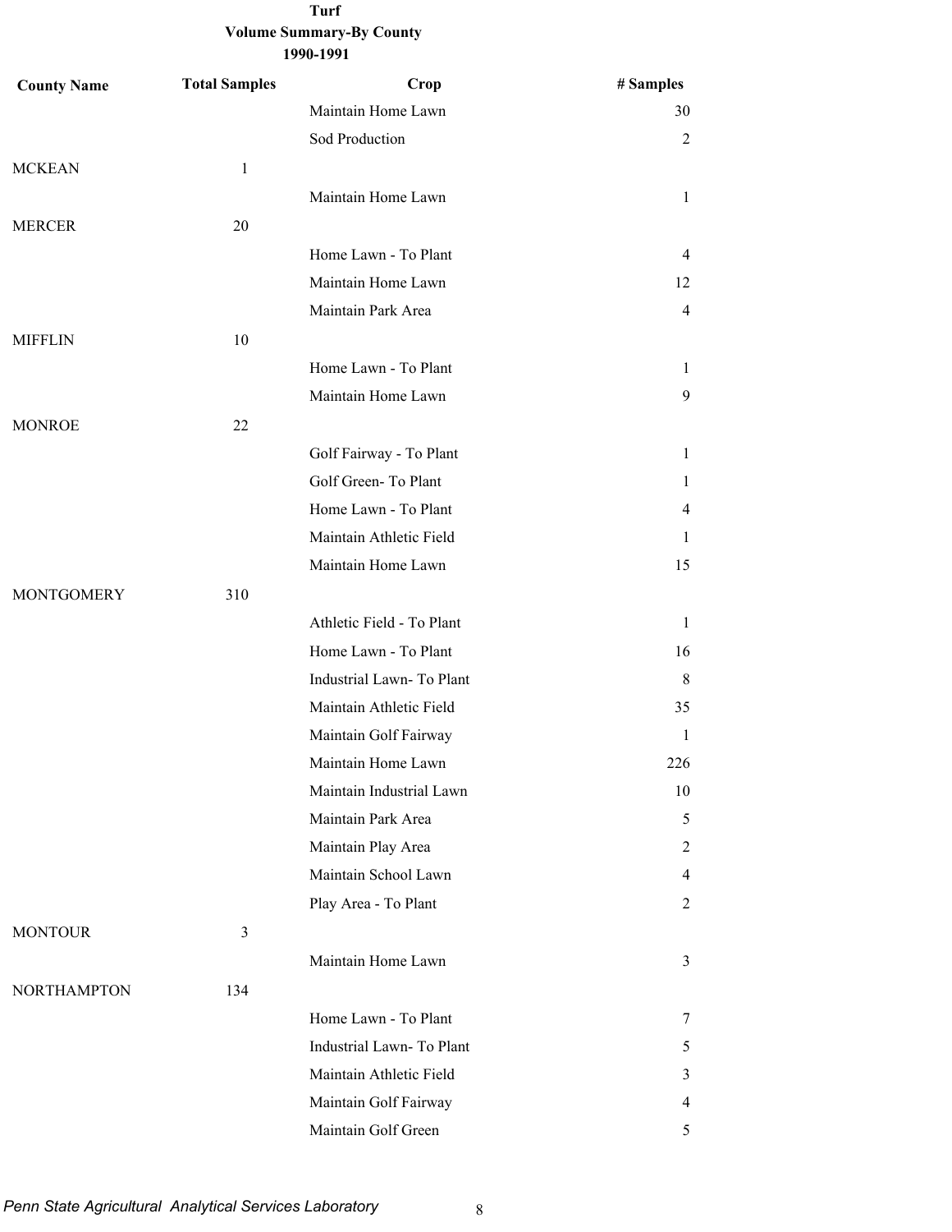**Turf**
**Volume Summary-By County**
**1990-1991**

| County Name | Total Samples | Crop | # Samples |
|---|---|---|---|
| | | Maintain Home Lawn | 30 |
| | | Sod Production | 2 |
| MCKEAN | 1 | | |
| | | Maintain Home Lawn | 1 |
| MERCER | 20 | | |
| | | Home Lawn - To Plant | 4 |
| | | Maintain Home Lawn | 12 |
| | | Maintain Park Area | 4 |
| MIFFLIN | 10 | | |
| | | Home Lawn - To Plant | 1 |
| | | Maintain Home Lawn | 9 |
| MONROE | 22 | | |
| | | Golf Fairway - To Plant | 1 |
| | | Golf Green- To Plant | 1 |
| | | Home Lawn - To Plant | 4 |
| | | Maintain Athletic Field | 1 |
| | | Maintain Home Lawn | 15 |
| MONTGOMERY | 310 | | |
| | | Athletic Field - To Plant | 1 |
| | | Home Lawn - To Plant | 16 |
| | | Industrial Lawn- To Plant | 8 |
| | | Maintain Athletic Field | 35 |
| | | Maintain Golf Fairway | 1 |
| | | Maintain Home Lawn | 226 |
| | | Maintain Industrial Lawn | 10 |
| | | Maintain Park Area | 5 |
| | | Maintain Play Area | 2 |
| | | Maintain School Lawn | 4 |
| | | Play Area - To Plant | 2 |
| MONTOUR | 3 | | |
| | | Maintain Home Lawn | 3 |
| NORTHAMPTON | 134 | | |
| | | Home Lawn - To Plant | 7 |
| | | Industrial Lawn- To Plant | 5 |
| | | Maintain Athletic Field | 3 |
| | | Maintain Golf Fairway | 4 |
| | | Maintain Golf Green | 5 |

*Penn State Agricultural Analytical Services Laboratory*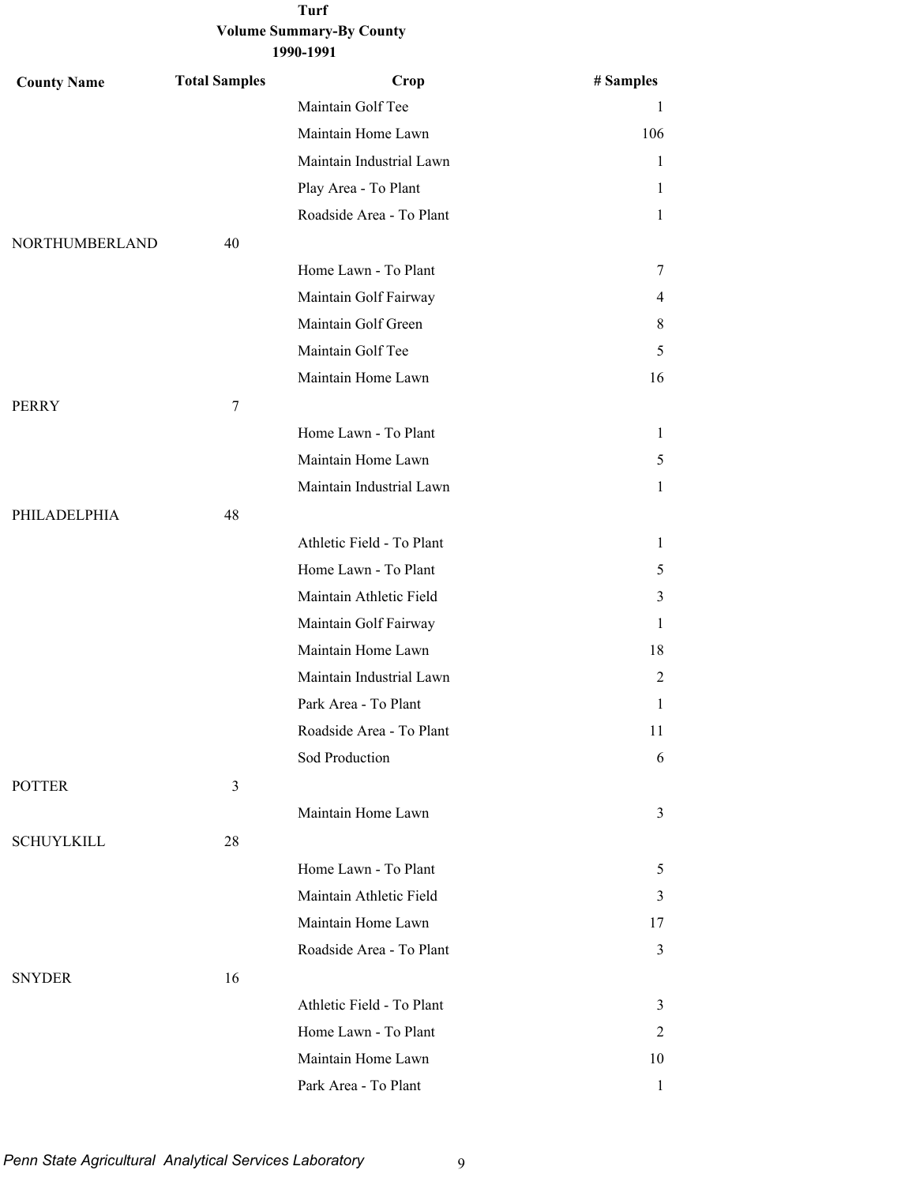**Turf**
**Volume Summary-By County**
**1990-1991**

| County Name | Total Samples | Crop | # Samples |
|---|---|---|---|
| | | Maintain Golf Tee | 1 |
| | | Maintain Home Lawn | 106 |
| | | Maintain Industrial Lawn | 1 |
| | | Play Area - To Plant | 1 |
| | | Roadside Area - To Plant | 1 |
| NORTHUMBERLAND | 40 | | |
| | | Home Lawn - To Plant | 7 |
| | | Maintain Golf Fairway | 4 |
| | | Maintain Golf Green | 8 |
| | | Maintain Golf Tee | 5 |
| | | Maintain Home Lawn | 16 |
| PERRY | 7 | | |
| | | Home Lawn - To Plant | 1 |
| | | Maintain Home Lawn | 5 |
| | | Maintain Industrial Lawn | 1 |
| PHILADELPHIA | 48 | | |
| | | Athletic Field - To Plant | 1 |
| | | Home Lawn - To Plant | 5 |
| | | Maintain Athletic Field | 3 |
| | | Maintain Golf Fairway | 1 |
| | | Maintain Home Lawn | 18 |
| | | Maintain Industrial Lawn | 2 |
| | | Park Area - To Plant | 1 |
| | | Roadside Area - To Plant | 11 |
| | | Sod Production | 6 |
| POTTER | 3 | | |
| | | Maintain Home Lawn | 3 |
| SCHUYLKILL | 28 | | |
| | | Home Lawn - To Plant | 5 |
| | | Maintain Athletic Field | 3 |
| | | Maintain Home Lawn | 17 |
| | | Roadside Area - To Plant | 3 |
| SNYDER | 16 | | |
| | | Athletic Field - To Plant | 3 |
| | | Home Lawn - To Plant | 2 |
| | | Maintain Home Lawn | 10 |
| | | Park Area - To Plant | 1 |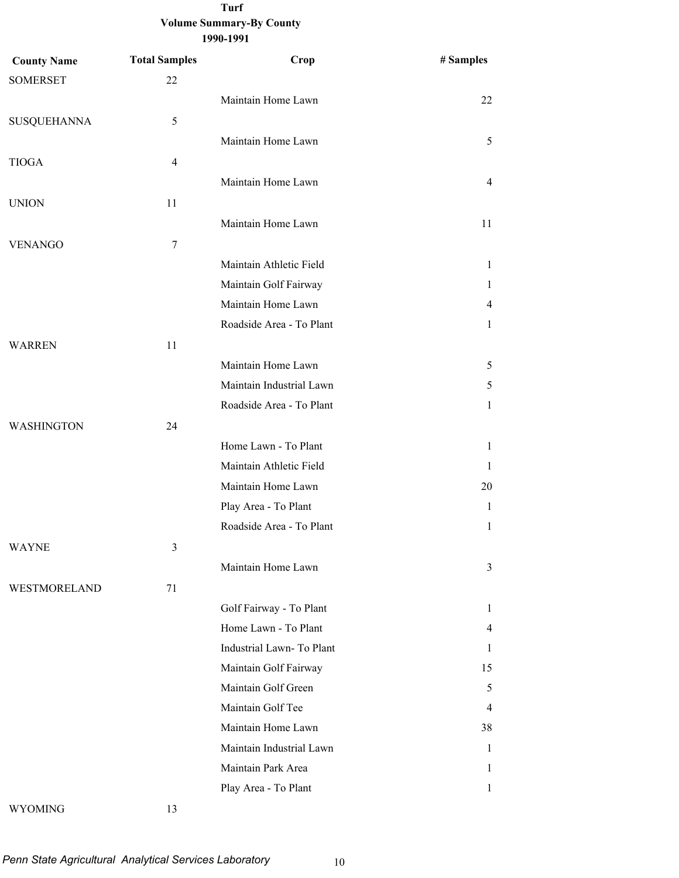**Turf**
**Volume Summary-By County**
**1990-1991**

| County Name | Total Samples | Crop | # Samples |
|---|---|---|---|
| SOMERSET | 22 | | |
| | | Maintain Home Lawn | 22 |
| SUSQUEHANNA | 5 | | |
| | | Maintain Home Lawn | 5 |
| TIOGA | 4 | | |
| | | Maintain Home Lawn | 4 |
| UNION | 11 | | |
| | | Maintain Home Lawn | 11 |
| VENANGO | 7 | | |
| | | Maintain Athletic Field | 1 |
| | | Maintain Golf Fairway | 1 |
| | | Maintain Home Lawn | 4 |
| | | Roadside Area - To Plant | 1 |
| WARREN | 11 | | |
| | | Maintain Home Lawn | 5 |
| | | Maintain Industrial Lawn | 5 |
| | | Roadside Area - To Plant | 1 |
| WASHINGTON | 24 | | |
| | | Home Lawn - To Plant | 1 |
| | | Maintain Athletic Field | 1 |
| | | Maintain Home Lawn | 20 |
| | | Play Area - To Plant | 1 |
| | | Roadside Area - To Plant | 1 |
| WAYNE | 3 | | |
| | | Maintain Home Lawn | 3 |
| WESTMORELAND | 71 | | |
| | | Golf Fairway - To Plant | 1 |
| | | Home Lawn - To Plant | 4 |
| | | Industrial Lawn- To Plant | 1 |
| | | Maintain Golf Fairway | 15 |
| | | Maintain Golf Green | 5 |
| | | Maintain Golf Tee | 4 |
| | | Maintain Home Lawn | 38 |
| | | Maintain Industrial Lawn | 1 |
| | | Maintain Park Area | 1 |
| | | Play Area - To Plant | 1 |
| WYOMING | 13 | | |

*Penn State Agricultural Analytical Services Laboratory*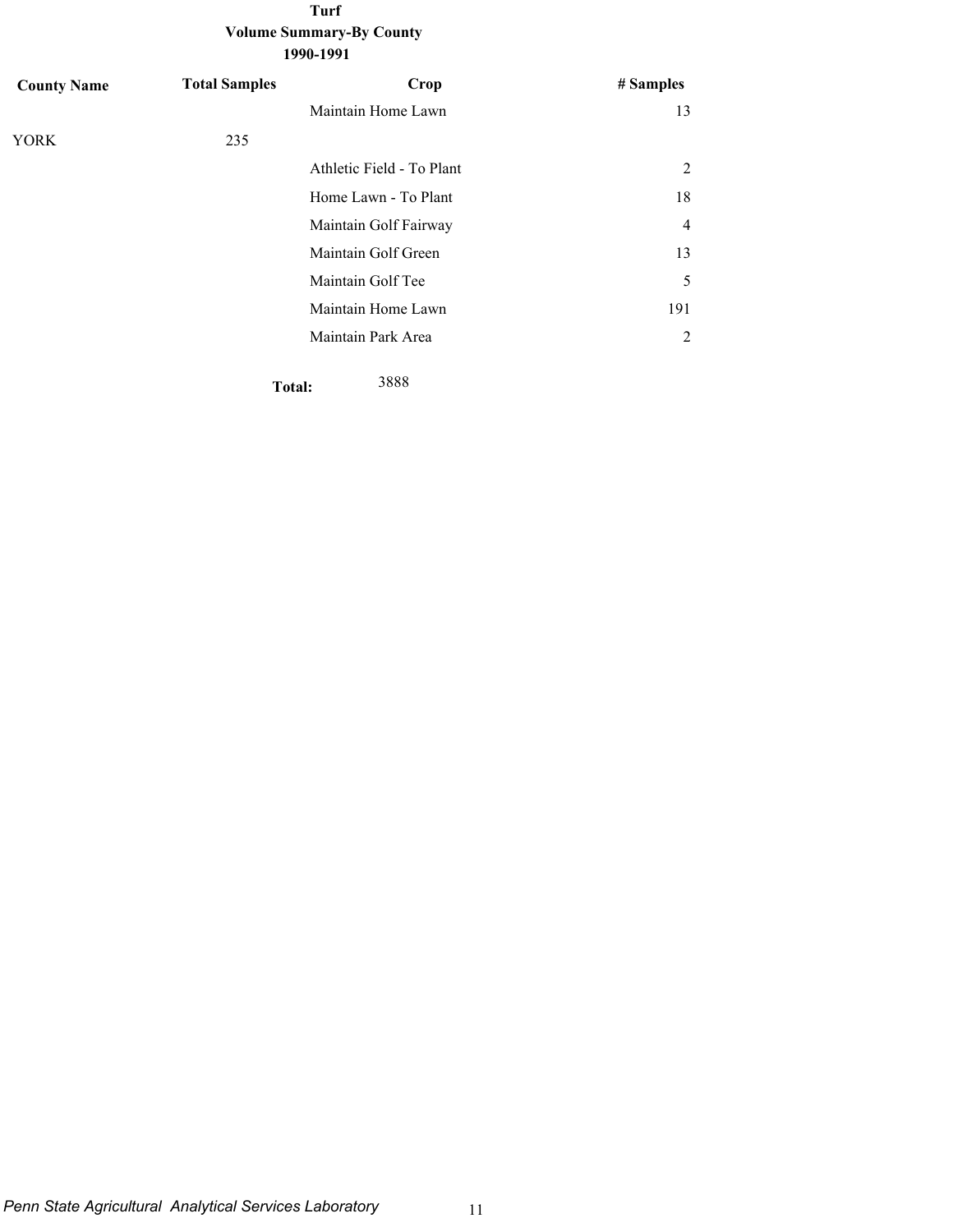**Turf**

**Volume Summary-By County**

**1990-1991**

| County Name | Total Samples | Crop | # Samples |
|---|---|---|---|
| | | Maintain Home Lawn | 13 |
| YORK | 235 | | |
| | | Athletic Field - To Plant | 2 |
| | | Home Lawn - To Plant | 18 |
| | | Maintain Golf Fairway | 4 |
| | | Maintain Golf Green | 13 |
| | | Maintain Golf Tee | 5 |
| | | Maintain Home Lawn | 191 |
| | | Maintain Park Area | 2 |

**Total:** 3888

*Penn State Agricultural Analytical Services Laboratory*